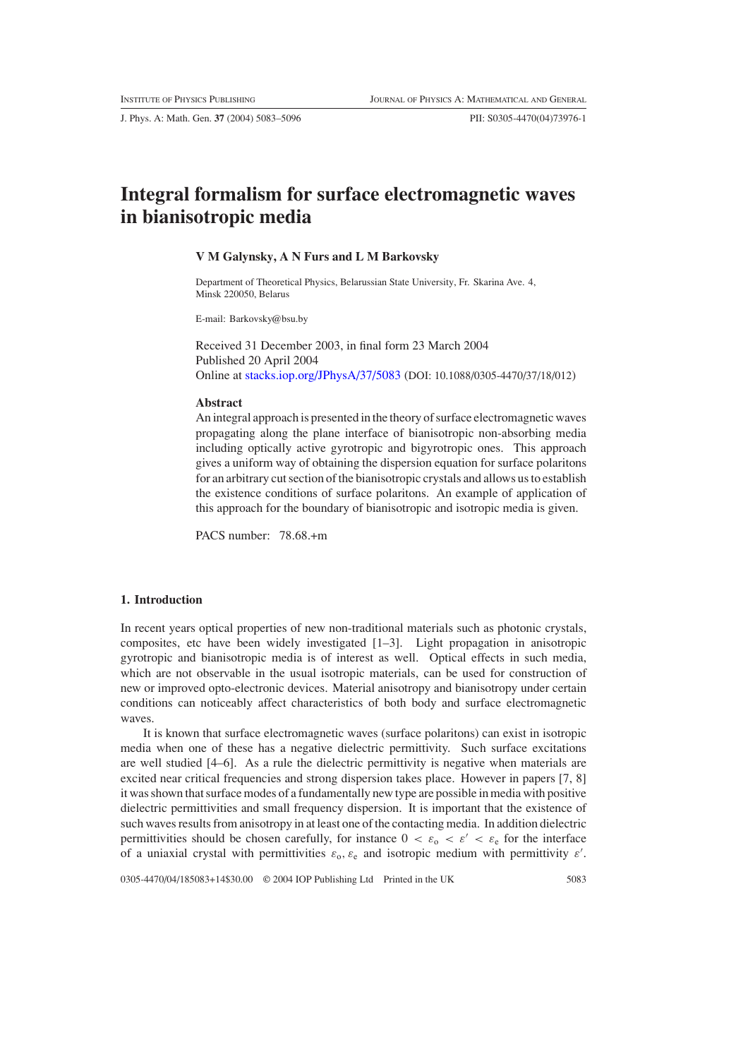# Integral formalism for surface electromagnetic waves in bianisotropic media

**V M Galynsky, A N Furs and L M Barkovsky**

Department of Theoretical Physics, Belarussian State University, Fr. Skarina Ave. 4, Minsk 220050, Belarus

E-mail: Barkovsky@bsu.by

Received 31 December 2003, in final form 23 March 2004
Published 20 April 2004
Online at stacks.iop.org/JPhysA/37/5083 (DOI: 10.1088/0305-4470/37/18/012)

**Abstract**

An integral approach is presented in the theory of surface electromagnetic waves propagating along the plane interface of bianisotropic non-absorbing media including optically active gyrotropic and bigyrotropic ones. This approach gives a uniform way of obtaining the dispersion equation for surface polaritons for an arbitrary cut section of the bianisotropic crystals and allows us to establish the existence conditions of surface polaritons. An example of application of this approach for the boundary of bianisotropic and isotropic media is given.

PACS number: 78.68.+m

## 1. Introduction

In recent years optical properties of new non-traditional materials such as photonic crystals, composites, etc have been widely investigated [1–3]. Light propagation in anisotropic gyrotropic and bianisotropic media is of interest as well. Optical effects in such media, which are not observable in the usual isotropic materials, can be used for construction of new or improved opto-electronic devices. Material anisotropy and bianisotropy under certain conditions can noticeably affect characteristics of both body and surface electromagnetic waves.

It is known that surface electromagnetic waves (surface polaritons) can exist in isotropic media when one of these has a negative dielectric permittivity. Such surface excitations are well studied [4–6]. As a rule the dielectric permittivity is negative when materials are excited near critical frequencies and strong dispersion takes place. However in papers [7, 8] it was shown that surface modes of a fundamentally new type are possible in media with positive dielectric permittivities and small frequency dispersion. It is important that the existence of such waves results from anisotropy in at least one of the contacting media. In addition dielectric permittivities should be chosen carefully, for instance $0 < \varepsilon_o < \varepsilon' < \varepsilon_e$ for the interface of a uniaxial crystal with permittivities $\varepsilon_o, \varepsilon_e$ and isotropic medium with permittivity $\varepsilon'$.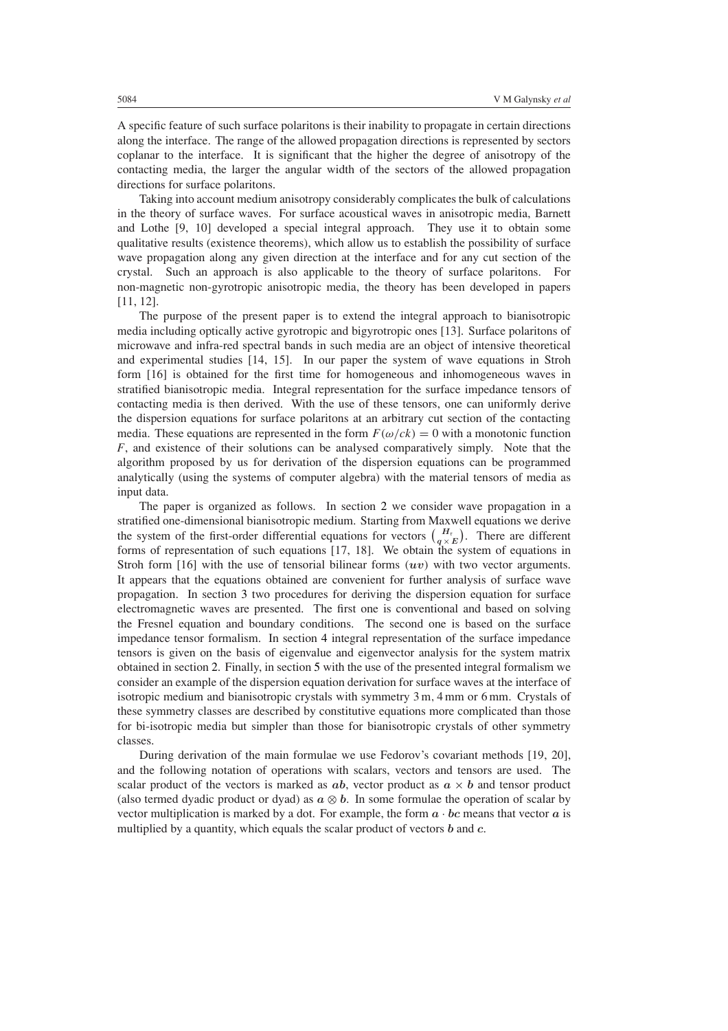A specific feature of such surface polaritons is their inability to propagate in certain directions along the interface. The range of the allowed propagation directions is represented by sectors coplanar to the interface. It is significant that the higher the degree of anisotropy of the contacting media, the larger the angular width of the sectors of the allowed propagation directions for surface polaritons.

Taking into account medium anisotropy considerably complicates the bulk of calculations in the theory of surface waves. For surface acoustical waves in anisotropic media, Barnett and Lothe [9, 10] developed a special integral approach. They use it to obtain some qualitative results (existence theorems), which allow us to establish the possibility of surface wave propagation along any given direction at the interface and for any cut section of the crystal. Such an approach is also applicable to the theory of surface polaritons. For non-magnetic non-gyrotropic anisotropic media, the theory has been developed in papers [11, 12].

The purpose of the present paper is to extend the integral approach to bianisotropic media including optically active gyrotropic and bigyrotropic ones [13]. Surface polaritons of microwave and infra-red spectral bands in such media are an object of intensive theoretical and experimental studies [14, 15]. In our paper the system of wave equations in Stroh form [16] is obtained for the first time for homogeneous and inhomogeneous waves in stratified bianisotropic media. Integral representation for the surface impedance tensors of contacting media is then derived. With the use of these tensors, one can uniformly derive the dispersion equations for surface polaritons at an arbitrary cut section of the contacting media. These equations are represented in the form $F(\omega/ck) = 0$ with a monotonic function $F$, and existence of their solutions can be analysed comparatively simply. Note that the algorithm proposed by us for derivation of the dispersion equations can be programmed analytically (using the systems of computer algebra) with the material tensors of media as input data.

The paper is organized as follows. In section 2 we consider wave propagation in a stratified one-dimensional bianisotropic medium. Starting from Maxwell equations we derive the system of the first-order differential equations for vectors $\binom{\boldsymbol{H}_\tau}{\boldsymbol{q}\times\boldsymbol{E}}$. There are different forms of representation of such equations [17, 18]. We obtain the system of equations in Stroh form [16] with the use of tensorial bilinear forms $(\boldsymbol{uv})$ with two vector arguments. It appears that the equations obtained are convenient for further analysis of surface wave propagation. In section 3 two procedures for deriving the dispersion equation for surface electromagnetic waves are presented. The first one is conventional and based on solving the Fresnel equation and boundary conditions. The second one is based on the surface impedance tensor formalism. In section 4 integral representation of the surface impedance tensors is given on the basis of eigenvalue and eigenvector analysis for the system matrix obtained in section 2. Finally, in section 5 with the use of the presented integral formalism we consider an example of the dispersion equation derivation for surface waves at the interface of isotropic medium and bianisotropic crystals with symmetry 3 m, 4 mm or 6 mm. Crystals of these symmetry classes are described by constitutive equations more complicated than those for bi-isotropic media but simpler than those for bianisotropic crystals of other symmetry classes.

During derivation of the main formulae we use Fedorov's covariant methods [19, 20], and the following notation of operations with scalars, vectors and tensors are used. The scalar product of the vectors is marked as $\boldsymbol{ab}$, vector product as $\boldsymbol{a}\times\boldsymbol{b}$ and tensor product (also termed dyadic product or dyad) as $\boldsymbol{a}\otimes\boldsymbol{b}$. In some formulae the operation of scalar by vector multiplication is marked by a dot. For example, the form $\boldsymbol{a}\cdot\boldsymbol{bc}$ means that vector $\boldsymbol{a}$ is multiplied by a quantity, which equals the scalar product of vectors $\boldsymbol{b}$ and $\boldsymbol{c}$.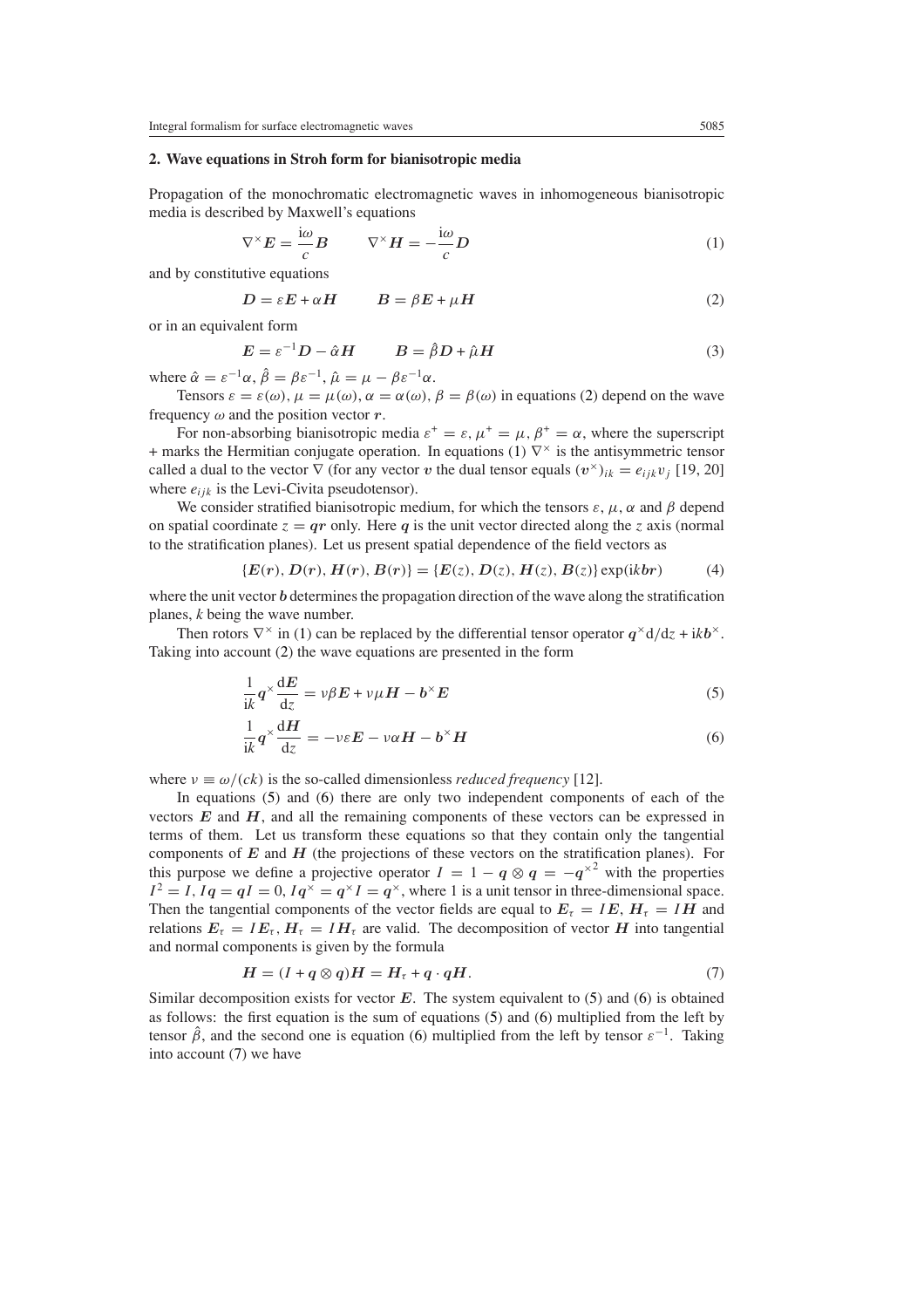## 2. Wave equations in Stroh form for bianisotropic media

Propagation of the monochromatic electromagnetic waves in inhomogeneous bianisotropic media is described by Maxwell's equations

$$\nabla^{\times}\boldsymbol{E} = \frac{\mathrm{i}\omega}{c}\boldsymbol{B} \qquad \nabla^{\times}\boldsymbol{H} = -\frac{\mathrm{i}\omega}{c}\boldsymbol{D} \tag{1}$$

and by constitutive equations

$$\boldsymbol{D} = \varepsilon\boldsymbol{E} + \alpha\boldsymbol{H} \qquad \boldsymbol{B} = \beta\boldsymbol{E} + \mu\boldsymbol{H} \tag{2}$$

or in an equivalent form

$$\boldsymbol{E} = \varepsilon^{-1}\boldsymbol{D} - \hat{\alpha}\boldsymbol{H} \qquad \boldsymbol{B} = \hat{\beta}\boldsymbol{D} + \hat{\mu}\boldsymbol{H} \tag{3}$$

where $\hat{\alpha} = \varepsilon^{-1}\alpha$, $\hat{\beta} = \beta\varepsilon^{-1}$, $\hat{\mu} = \mu - \beta\varepsilon^{-1}\alpha$.

Tensors $\varepsilon = \varepsilon(\omega)$, $\mu = \mu(\omega)$, $\alpha = \alpha(\omega)$, $\beta = \beta(\omega)$ in equations (2) depend on the wave frequency $\omega$ and the position vector $\boldsymbol{r}$.

For non-absorbing bianisotropic media $\varepsilon^{+} = \varepsilon$, $\mu^{+} = \mu$, $\beta^{+} = \alpha$, where the superscript + marks the Hermitian conjugate operation. In equations (1) $\nabla^{\times}$ is the antisymmetric tensor called a dual to the vector $\nabla$ (for any vector $\boldsymbol{v}$ the dual tensor equals $(\boldsymbol{v}^{\times})_{ik} = e_{ijk}v_j$ [19, 20] where $e_{ijk}$ is the Levi-Civita pseudotensor).

We consider stratified bianisotropic medium, for which the tensors $\varepsilon$, $\mu$, $\alpha$ and $\beta$ depend on spatial coordinate $z = \boldsymbol{q}\boldsymbol{r}$ only. Here $\boldsymbol{q}$ is the unit vector directed along the $z$ axis (normal to the stratification planes). Let us present spatial dependence of the field vectors as

$$\{\boldsymbol{E}(\boldsymbol{r}), \boldsymbol{D}(\boldsymbol{r}), \boldsymbol{H}(\boldsymbol{r}), \boldsymbol{B}(\boldsymbol{r})\} = \{\boldsymbol{E}(z), \boldsymbol{D}(z), \boldsymbol{H}(z), \boldsymbol{B}(z)\}\exp(\mathrm{i}k\boldsymbol{b}\boldsymbol{r}) \tag{4}$$

where the unit vector $\boldsymbol{b}$ determines the propagation direction of the wave along the stratification planes, $k$ being the wave number.

Then rotors $\nabla^{\times}$ in (1) can be replaced by the differential tensor operator $\boldsymbol{q}^{\times}\mathrm{d}/\mathrm{d}z + \mathrm{i}k\boldsymbol{b}^{\times}$. Taking into account (2) the wave equations are presented in the form

$$\frac{1}{\mathrm{i}k}\boldsymbol{q}^{\times}\frac{\mathrm{d}\boldsymbol{E}}{\mathrm{d}z} = \nu\beta\boldsymbol{E} + \nu\mu\boldsymbol{H} - \boldsymbol{b}^{\times}\boldsymbol{E} \tag{5}$$

$$\frac{1}{\mathrm{i}k}\boldsymbol{q}^{\times}\frac{\mathrm{d}\boldsymbol{H}}{\mathrm{d}z} = -\nu\varepsilon\boldsymbol{E} - \nu\alpha\boldsymbol{H} - \boldsymbol{b}^{\times}\boldsymbol{H} \tag{6}$$

where $\nu \equiv \omega/(ck)$ is the so-called dimensionless *reduced frequency* [12].

In equations (5) and (6) there are only two independent components of each of the vectors $\boldsymbol{E}$ and $\boldsymbol{H}$, and all the remaining components of these vectors can be expressed in terms of them. Let us transform these equations so that they contain only the tangential components of $\boldsymbol{E}$ and $\boldsymbol{H}$ (the projections of these vectors on the stratification planes). For this purpose we define a projective operator $I = 1 - \boldsymbol{q}\otimes\boldsymbol{q} = -\boldsymbol{q}^{\times 2}$ with the properties $I^2 = I$, $I\boldsymbol{q} = \boldsymbol{q}I = 0$, $I\boldsymbol{q}^{\times} = \boldsymbol{q}^{\times}I = \boldsymbol{q}^{\times}$, where 1 is a unit tensor in three-dimensional space. Then the tangential components of the vector fields are equal to $\boldsymbol{E}_\tau = I\boldsymbol{E}$, $\boldsymbol{H}_\tau = I\boldsymbol{H}$ and relations $\boldsymbol{E}_\tau = I\boldsymbol{E}_\tau$, $\boldsymbol{H}_\tau = I\boldsymbol{H}_\tau$ are valid. The decomposition of vector $\boldsymbol{H}$ into tangential and normal components is given by the formula

$$\boldsymbol{H} = (I + \boldsymbol{q}\otimes\boldsymbol{q})\boldsymbol{H} = \boldsymbol{H}_\tau + \boldsymbol{q}\cdot\boldsymbol{q}\boldsymbol{H}. \tag{7}$$

Similar decomposition exists for vector $\boldsymbol{E}$. The system equivalent to (5) and (6) is obtained as follows: the first equation is the sum of equations (5) and (6) multiplied from the left by tensor $\hat{\beta}$, and the second one is equation (6) multiplied from the left by tensor $\varepsilon^{-1}$. Taking into account (7) we have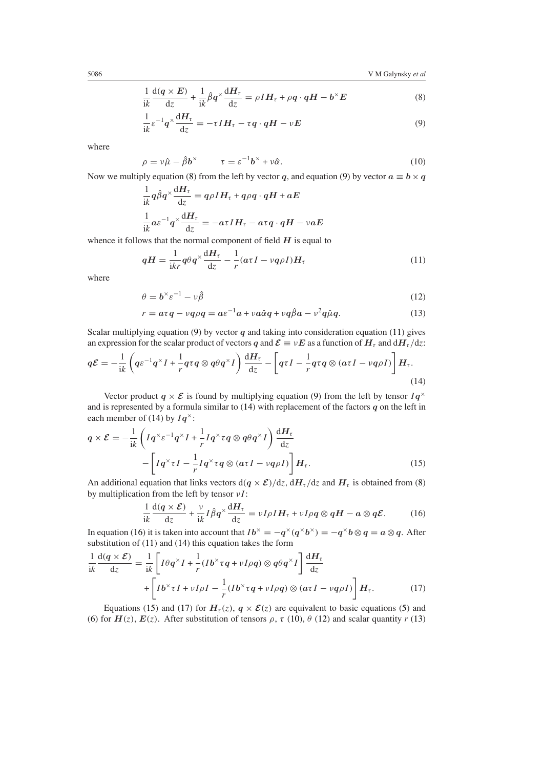$$\frac{1}{ik}\frac{\mathrm{d}(\boldsymbol{q}\times\boldsymbol{E})}{\mathrm{d}z}+\frac{1}{ik}\hat{\beta}\boldsymbol{q}^{\times}\frac{\mathrm{d}\boldsymbol{H}_{\tau}}{\mathrm{d}z}=\rho I\boldsymbol{H}_{\tau}+\rho\boldsymbol{q}\cdot\boldsymbol{q}\boldsymbol{H}-\boldsymbol{b}^{\times}\boldsymbol{E} \tag{8}$$

$$\frac{1}{ik}\varepsilon^{-1}\boldsymbol{q}^{\times}\frac{\mathrm{d}\boldsymbol{H}_{\tau}}{\mathrm{d}z}=-\tau I\boldsymbol{H}_{\tau}-\tau\boldsymbol{q}\cdot\boldsymbol{q}\boldsymbol{H}-\nu\boldsymbol{E} \tag{9}$$

where

$$\rho=\nu\hat{\mu}-\hat{\beta}\boldsymbol{b}^{\times}\qquad\tau=\varepsilon^{-1}\boldsymbol{b}^{\times}+\nu\hat{\alpha}. \tag{10}$$

Now we multiply equation (8) from the left by vector $\boldsymbol{q}$, and equation (9) by vector $\boldsymbol{a}\equiv\boldsymbol{b}\times\boldsymbol{q}$

$$\frac{1}{ik}\boldsymbol{q}\hat{\beta}\boldsymbol{q}^{\times}\frac{\mathrm{d}\boldsymbol{H}_{\tau}}{\mathrm{d}z}=\boldsymbol{q}\rho I\boldsymbol{H}_{\tau}+\boldsymbol{q}\rho\boldsymbol{q}\cdot\boldsymbol{q}\boldsymbol{H}+\boldsymbol{a}\boldsymbol{E}$$

$$\frac{1}{ik}\boldsymbol{a}\varepsilon^{-1}\boldsymbol{q}^{\times}\frac{\mathrm{d}\boldsymbol{H}_{\tau}}{\mathrm{d}z}=-\boldsymbol{a}\tau I\boldsymbol{H}_{\tau}-\boldsymbol{a}\tau\boldsymbol{q}\cdot\boldsymbol{q}\boldsymbol{H}-\nu\boldsymbol{a}\boldsymbol{E}$$

whence it follows that the normal component of field $\boldsymbol{H}$ is equal to

$$\boldsymbol{q}\boldsymbol{H}=\frac{1}{ikr}\boldsymbol{q}\theta\boldsymbol{q}^{\times}\frac{\mathrm{d}\boldsymbol{H}_{\tau}}{\mathrm{d}z}-\frac{1}{r}(\boldsymbol{a}\tau I-\nu\boldsymbol{q}\rho I)\boldsymbol{H}_{\tau} \tag{11}$$

where

$$\theta=\boldsymbol{b}^{\times}\varepsilon^{-1}-\nu\hat{\beta} \tag{12}$$

$$r=\boldsymbol{a}\tau\boldsymbol{q}-\nu\boldsymbol{q}\rho\boldsymbol{q}=\boldsymbol{a}\varepsilon^{-1}\boldsymbol{a}+\nu\boldsymbol{a}\hat{\alpha}\boldsymbol{q}+\nu\boldsymbol{q}\hat{\beta}\boldsymbol{a}-\nu^{2}\boldsymbol{q}\hat{\mu}\boldsymbol{q}. \tag{13}$$

Scalar multiplying equation (9) by vector $\boldsymbol{q}$ and taking into consideration equation (11) gives an expression for the scalar product of vectors $\boldsymbol{q}$ and $\boldsymbol{\mathcal{E}}\equiv\nu\boldsymbol{E}$ as a function of $\boldsymbol{H}_{\tau}$ and $\mathrm{d}\boldsymbol{H}_{\tau}/\mathrm{d}z$:

$$\boldsymbol{q}\boldsymbol{\mathcal{E}}=-\frac{1}{ik}\left(\boldsymbol{q}\varepsilon^{-1}\boldsymbol{q}^{\times}I+\frac{1}{r}\boldsymbol{q}\tau\boldsymbol{q}\otimes\boldsymbol{q}\theta\boldsymbol{q}^{\times}I\right)\frac{\mathrm{d}\boldsymbol{H}_{\tau}}{\mathrm{d}z}-\left[\boldsymbol{q}\tau I-\frac{1}{r}\boldsymbol{q}\tau\boldsymbol{q}\otimes(\boldsymbol{a}\tau I-\nu\boldsymbol{q}\rho I)\right]\boldsymbol{H}_{\tau}. \tag{14}$$

Vector product $\boldsymbol{q}\times\boldsymbol{\mathcal{E}}$ is found by multiplying equation (9) from the left by tensor $I\boldsymbol{q}^{\times}$ and is represented by a formula similar to (14) with replacement of the factors $\boldsymbol{q}$ on the left in each member of (14) by $I\boldsymbol{q}^{\times}$:

$$\begin{aligned}\boldsymbol{q}\times\boldsymbol{\mathcal{E}}=&-\frac{1}{ik}\left(I\boldsymbol{q}^{\times}\varepsilon^{-1}\boldsymbol{q}^{\times}I+\frac{1}{r}I\boldsymbol{q}^{\times}\tau\boldsymbol{q}\otimes\boldsymbol{q}\theta\boldsymbol{q}^{\times}I\right)\frac{\mathrm{d}\boldsymbol{H}_{\tau}}{\mathrm{d}z}\\&-\left[I\boldsymbol{q}^{\times}\tau I-\frac{1}{r}I\boldsymbol{q}^{\times}\tau\boldsymbol{q}\otimes(\boldsymbol{a}\tau I-\nu\boldsymbol{q}\rho I)\right]\boldsymbol{H}_{\tau}.\end{aligned} \tag{15}$$

An additional equation that links vectors $\mathrm{d}(\boldsymbol{q}\times\boldsymbol{\mathcal{E}})/\mathrm{d}z$, $\mathrm{d}\boldsymbol{H}_{\tau}/\mathrm{d}z$ and $\boldsymbol{H}_{\tau}$ is obtained from (8) by multiplication from the left by tensor $\nu I$:

$$\frac{1}{ik}\frac{\mathrm{d}(\boldsymbol{q}\times\boldsymbol{\mathcal{E}})}{\mathrm{d}z}+\frac{\nu}{ik}I\hat{\beta}\boldsymbol{q}^{\times}\frac{\mathrm{d}\boldsymbol{H}_{\tau}}{\mathrm{d}z}=\nu I\rho I\boldsymbol{H}_{\tau}+\nu I\rho\boldsymbol{q}\otimes\boldsymbol{q}\boldsymbol{H}-\boldsymbol{a}\otimes\boldsymbol{q}\boldsymbol{\mathcal{E}}. \tag{16}$$

In equation (16) it is taken into account that $I\boldsymbol{b}^{\times}=-\boldsymbol{q}^{\times}(\boldsymbol{q}^{\times}\boldsymbol{b}^{\times})=-\boldsymbol{q}^{\times}\boldsymbol{b}\otimes\boldsymbol{q}=\boldsymbol{a}\otimes\boldsymbol{q}$. After substitution of (11) and (14) this equation takes the form

$$\begin{aligned}\frac{1}{ik}\frac{\mathrm{d}(\boldsymbol{q}\times\boldsymbol{\mathcal{E}})}{\mathrm{d}z}=&\frac{1}{ik}\left[I\theta\boldsymbol{q}^{\times}I+\frac{1}{r}(I\boldsymbol{b}^{\times}\tau\boldsymbol{q}+\nu I\rho\boldsymbol{q})\otimes\boldsymbol{q}\theta\boldsymbol{q}^{\times}I\right]\frac{\mathrm{d}\boldsymbol{H}_{\tau}}{\mathrm{d}z}\\&+\left[I\boldsymbol{b}^{\times}\tau I+\nu I\rho I-\frac{1}{r}(I\boldsymbol{b}^{\times}\tau\boldsymbol{q}+\nu I\rho\boldsymbol{q})\otimes(\boldsymbol{a}\tau I-\nu\boldsymbol{q}\rho I)\right]\boldsymbol{H}_{\tau}.\end{aligned} \tag{17}$$

Equations (15) and (17) for $\boldsymbol{H}_{\tau}(z)$, $\boldsymbol{q}\times\boldsymbol{\mathcal{E}}(z)$ are equivalent to basic equations (5) and (6) for $\boldsymbol{H}(z)$, $\boldsymbol{E}(z)$. After substitution of tensors $\rho$, $\tau$ (10), $\theta$ (12) and scalar quantity $r$ (13)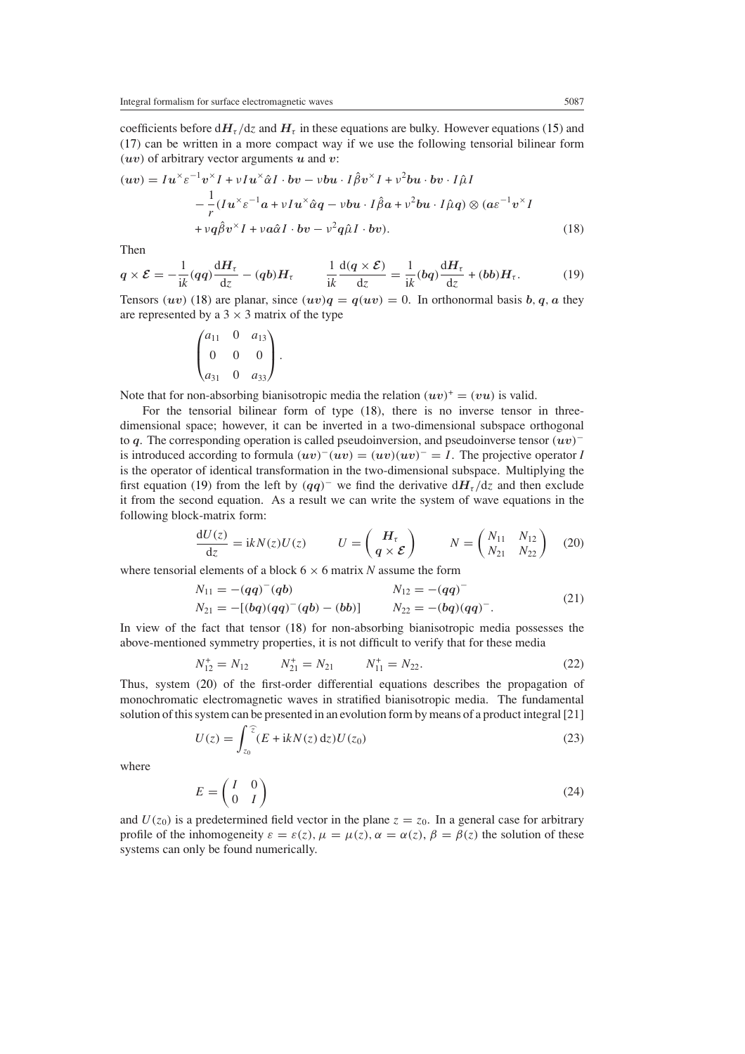coefficients before $\mathrm{d}\boldsymbol{H}_\tau/\mathrm{d}z$ and $\boldsymbol{H}_\tau$ in these equations are bulky. However equations (15) and (17) can be written in a more compact way if we use the following tensorial bilinear form $(\boldsymbol{uv})$ of arbitrary vector arguments $\boldsymbol{u}$ and $\boldsymbol{v}$:

$$
\begin{aligned}
(\boldsymbol{uv}) = {} & I\boldsymbol{u}^\times \varepsilon^{-1}\boldsymbol{v}^\times I + \nu I\boldsymbol{u}^\times \hat{\alpha} I \cdot \boldsymbol{bv} - \nu \boldsymbol{bu} \cdot I\hat{\beta}\boldsymbol{v}^\times I + \nu^2 \boldsymbol{bu}\cdot\boldsymbol{bv}\cdot I\hat{\mu} I \\
& - \frac{1}{r}(I\boldsymbol{u}^\times \varepsilon^{-1}\boldsymbol{a} + \nu I\boldsymbol{u}^\times \hat{\alpha}\boldsymbol{q} - \nu \boldsymbol{bu}\cdot I\hat{\beta}\boldsymbol{a} + \nu^2 \boldsymbol{bu}\cdot I\hat{\mu}\boldsymbol{q}) \otimes (\boldsymbol{a}\varepsilon^{-1}\boldsymbol{v}^\times I \\
& + \nu \boldsymbol{q}\hat{\beta}\boldsymbol{v}^\times I + \nu \boldsymbol{a}\hat{\alpha} I \cdot \boldsymbol{bv} - \nu^2 \boldsymbol{q}\hat{\mu} I \cdot \boldsymbol{bv}).
\end{aligned} \tag{18}
$$

Then

$$
\boldsymbol{q}\times\boldsymbol{\mathcal{E}} = -\frac{1}{\mathrm{i}k}(\boldsymbol{qq})\frac{\mathrm{d}\boldsymbol{H}_\tau}{\mathrm{d}z} - (\boldsymbol{qb})\boldsymbol{H}_\tau \qquad \frac{1}{\mathrm{i}k}\frac{\mathrm{d}(\boldsymbol{q}\times\boldsymbol{\mathcal{E}})}{\mathrm{d}z} = \frac{1}{\mathrm{i}k}(\boldsymbol{bq})\frac{\mathrm{d}\boldsymbol{H}_\tau}{\mathrm{d}z} + (\boldsymbol{bb})\boldsymbol{H}_\tau. \tag{19}
$$

Tensors $(\boldsymbol{uv})$ (18) are planar, since $(\boldsymbol{uv})\boldsymbol{q} = \boldsymbol{q}(\boldsymbol{uv}) = 0$. In orthonormal basis $\boldsymbol{b}, \boldsymbol{q}, \boldsymbol{a}$ they are represented by a $3\times 3$ matrix of the type

$$
\begin{pmatrix} a_{11} & 0 & a_{13} \\ 0 & 0 & 0 \\ a_{31} & 0 & a_{33} \end{pmatrix}.
$$

Note that for non-absorbing bianisotropic media the relation $(\boldsymbol{uv})^+ = (\boldsymbol{vu})$ is valid.

For the tensorial bilinear form of type (18), there is no inverse tensor in three-dimensional space; however, it can be inverted in a two-dimensional subspace orthogonal to $\boldsymbol{q}$. The corresponding operation is called pseudoinversion, and pseudoinverse tensor $(\boldsymbol{uv})^-$ is introduced according to formula $(\boldsymbol{uv})^-(\boldsymbol{uv}) = (\boldsymbol{uv})(\boldsymbol{uv})^- = I$. The projective operator $I$ is the operator of identical transformation in the two-dimensional subspace. Multiplying the first equation (19) from the left by $(\boldsymbol{qq})^-$ we find the derivative $\mathrm{d}\boldsymbol{H}_\tau/\mathrm{d}z$ and then exclude it from the second equation. As a result we can write the system of wave equations in the following block-matrix form:

$$
\frac{\mathrm{d}U(z)}{\mathrm{d}z} = \mathrm{i}kN(z)U(z) \qquad U = \begin{pmatrix} \boldsymbol{H}_\tau \\ \boldsymbol{q}\times\boldsymbol{\mathcal{E}} \end{pmatrix} \qquad N = \begin{pmatrix} N_{11} & N_{12} \\ N_{21} & N_{22} \end{pmatrix} \tag{20}
$$

where tensorial elements of a block $6\times 6$ matrix $N$ assume the form

$$
\begin{aligned}
N_{11} &= -(\boldsymbol{qq})^-(\boldsymbol{qb}) & N_{12} &= -(\boldsymbol{qq})^- \\
N_{21} &= -[(\boldsymbol{bq})(\boldsymbol{qq})^-(\boldsymbol{qb}) - (\boldsymbol{bb})] & N_{22} &= -(\boldsymbol{bq})(\boldsymbol{qq})^-.
\end{aligned} \tag{21}
$$

In view of the fact that tensor (18) for non-absorbing bianisotropic media possesses the above-mentioned symmetry properties, it is not difficult to verify that for these media

$$
N_{12}^+ = N_{12} \qquad N_{21}^+ = N_{21} \qquad N_{11}^+ = N_{22}. \tag{22}
$$

Thus, system (20) of the first-order differential equations describes the propagation of monochromatic electromagnetic waves in stratified bianisotropic media. The fundamental solution of this system can be presented in an evolution form by means of a product integral [21]

$$
U(z) = \int_{z_0}^{\widehat{z}} (E + \mathrm{i}kN(z)\,\mathrm{d}z)U(z_0) \tag{23}
$$

where

$$
E = \begin{pmatrix} I & 0 \\ 0 & I \end{pmatrix} \tag{24}
$$

and $U(z_0)$ is a predetermined field vector in the plane $z = z_0$. In a general case for arbitrary profile of the inhomogeneity $\varepsilon = \varepsilon(z)$, $\mu = \mu(z)$, $\alpha = \alpha(z)$, $\beta = \beta(z)$ the solution of these systems can only be found numerically.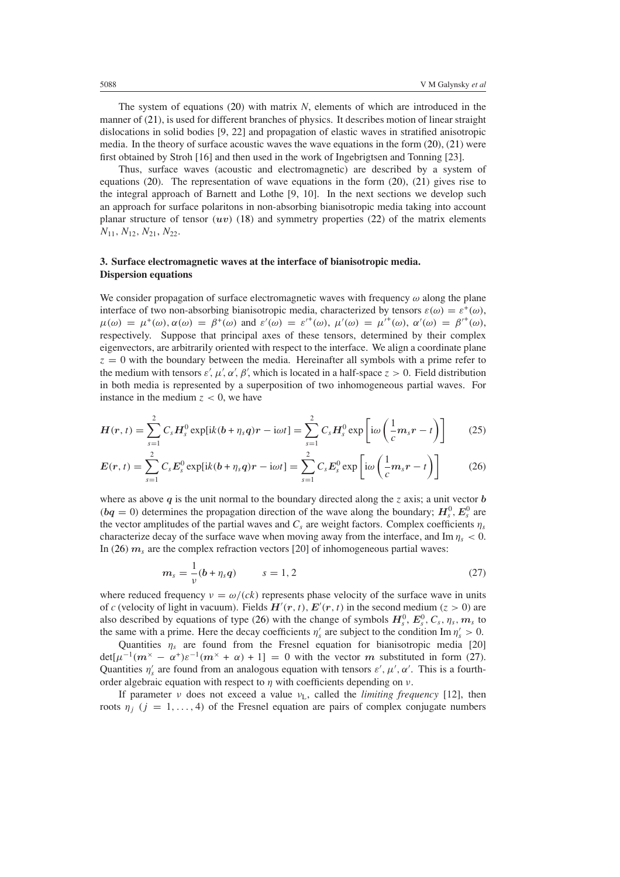The system of equations (20) with matrix $N$, elements of which are introduced in the manner of (21), is used for different branches of physics. It describes motion of linear straight dislocations in solid bodies [9, 22] and propagation of elastic waves in stratified anisotropic media. In the theory of surface acoustic waves the wave equations in the form (20), (21) were first obtained by Stroh [16] and then used in the work of Ingebrigtsen and Tonning [23].

Thus, surface waves (acoustic and electromagnetic) are described by a system of equations (20). The representation of wave equations in the form (20), (21) gives rise to the integral approach of Barnett and Lothe [9, 10]. In the next sections we develop such an approach for surface polaritons in non-absorbing bianisotropic media taking into account planar structure of tensor $(\boldsymbol{uv})$ (18) and symmetry properties (22) of the matrix elements $N_{11}, N_{12}, N_{21}, N_{22}$.

## 3. Surface electromagnetic waves at the interface of bianisotropic media. Dispersion equations

We consider propagation of surface electromagnetic waves with frequency $\omega$ along the plane interface of two non-absorbing bianisotropic media, characterized by tensors $\varepsilon(\omega) = \varepsilon^{+}(\omega)$, $\mu(\omega) = \mu^{+}(\omega), \alpha(\omega) = \beta^{+}(\omega)$ and $\varepsilon'(\omega) = \varepsilon'^{+}(\omega)$, $\mu'(\omega) = \mu'^{+}(\omega)$, $\alpha'(\omega) = \beta'^{+}(\omega)$, respectively. Suppose that principal axes of these tensors, determined by their complex eigenvectors, are arbitrarily oriented with respect to the interface. We align a coordinate plane $z = 0$ with the boundary between the media. Hereinafter all symbols with a prime refer to the medium with tensors $\varepsilon', \mu', \alpha', \beta'$, which is located in a half-space $z > 0$. Field distribution in both media is represented by a superposition of two inhomogeneous partial waves. For instance in the medium $z < 0$, we have

$$\boldsymbol{H}(\boldsymbol{r}, t) = \sum_{s=1}^{2} C_s \boldsymbol{H}_s^0 \exp[\mathrm{i}k(\boldsymbol{b} + \eta_s \boldsymbol{q})\boldsymbol{r} - \mathrm{i}\omega t] = \sum_{s=1}^{2} C_s \boldsymbol{H}_s^0 \exp\left[\mathrm{i}\omega\left(\frac{1}{c}\boldsymbol{m}_s \boldsymbol{r} - t\right)\right] \tag{25}$$

$$\boldsymbol{E}(\boldsymbol{r}, t) = \sum_{s=1}^{2} C_s \boldsymbol{E}_s^0 \exp[\mathrm{i}k(\boldsymbol{b} + \eta_s \boldsymbol{q})\boldsymbol{r} - \mathrm{i}\omega t] = \sum_{s=1}^{2} C_s \boldsymbol{E}_s^0 \exp\left[\mathrm{i}\omega\left(\frac{1}{c}\boldsymbol{m}_s \boldsymbol{r} - t\right)\right] \tag{26}$$

where as above $\boldsymbol{q}$ is the unit normal to the boundary directed along the $z$ axis; a unit vector $\boldsymbol{b}$ $(\boldsymbol{bq} = 0)$ determines the propagation direction of the wave along the boundary; $\boldsymbol{H}_s^0, \boldsymbol{E}_s^0$ are the vector amplitudes of the partial waves and $C_s$ are weight factors. Complex coefficients $\eta_s$ characterize decay of the surface wave when moving away from the interface, and $\mathrm{Im}\,\eta_s < 0$. In (26) $\boldsymbol{m}_s$ are the complex refraction vectors [20] of inhomogeneous partial waves:

$$\boldsymbol{m}_s = \frac{1}{\nu}(\boldsymbol{b} + \eta_s \boldsymbol{q}) \qquad s = 1, 2 \tag{27}$$

where reduced frequency $\nu = \omega/(ck)$ represents phase velocity of the surface wave in units of $c$ (velocity of light in vacuum). Fields $\boldsymbol{H}'(\boldsymbol{r}, t), \boldsymbol{E}'(\boldsymbol{r}, t)$ in the second medium $(z > 0)$ are also described by equations of type (26) with the change of symbols $\boldsymbol{H}_s^0, \boldsymbol{E}_s^0, C_s, \eta_s, \boldsymbol{m}_s$ to the same with a prime. Here the decay coefficients $\eta_s'$ are subject to the condition $\mathrm{Im}\,\eta_s' > 0$.

Quantities $\eta_s$ are found from the Fresnel equation for bianisotropic media [20] $\det[\mu^{-1}(\boldsymbol{m}^{\times} - \alpha^{+})\varepsilon^{-1}(\boldsymbol{m}^{\times} + \alpha) + 1] = 0$ with the vector $\boldsymbol{m}$ substituted in form (27). Quantities $\eta_s'$ are found from an analogous equation with tensors $\varepsilon', \mu', \alpha'$. This is a fourth-order algebraic equation with respect to $\eta$ with coefficients depending on $\nu$.

If parameter $\nu$ does not exceed a value $\nu_{\mathrm{L}}$, called the *limiting frequency* [12], then roots $\eta_j$ $(j = 1, \ldots, 4)$ of the Fresnel equation are pairs of complex conjugate numbers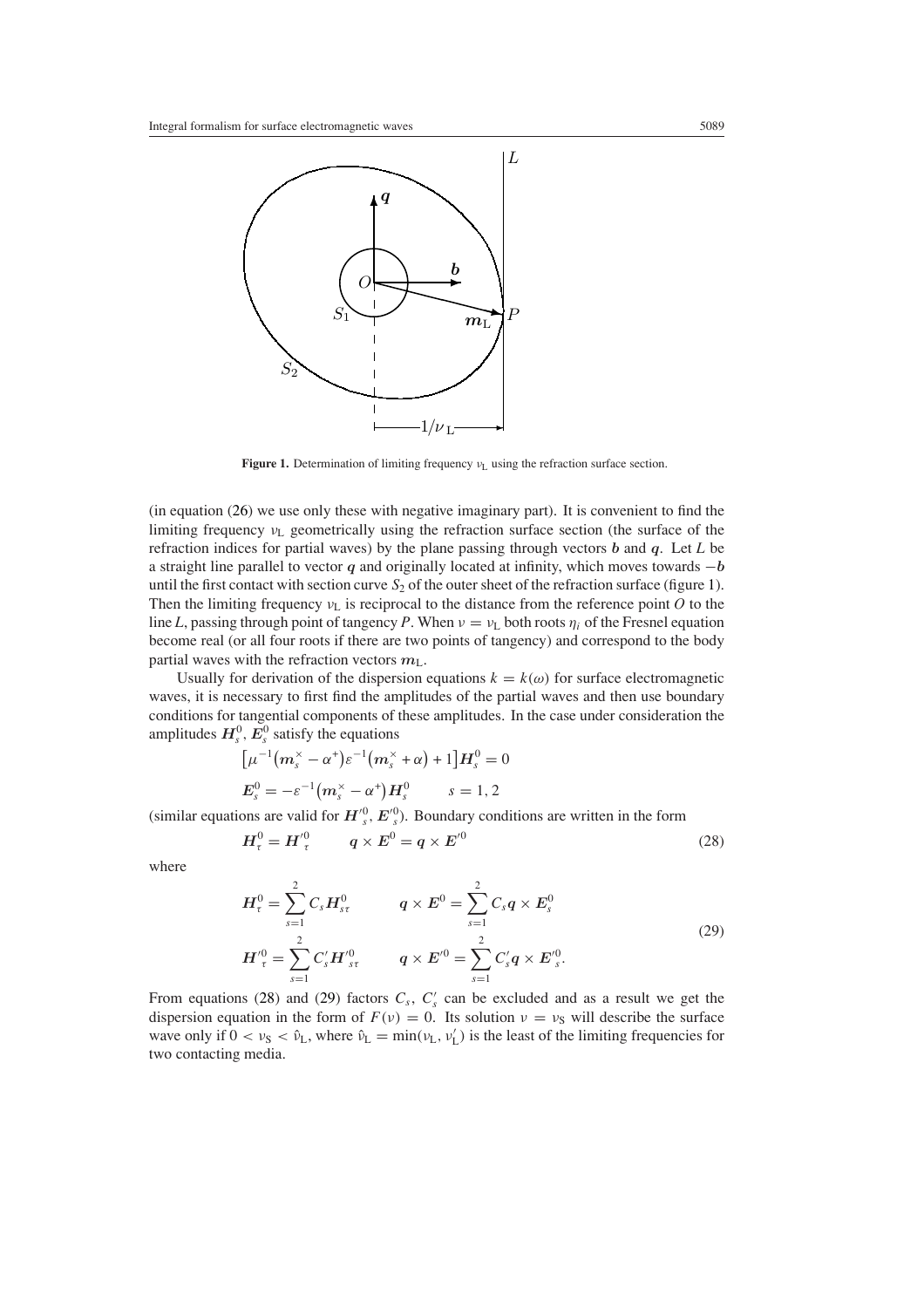**Figure 1.** Determination of limiting frequency $\nu_L$ using the refraction surface section.

(in equation (26) we use only these with negative imaginary part). It is convenient to find the limiting frequency $\nu_L$ geometrically using the refraction surface section (the surface of the refraction indices for partial waves) by the plane passing through vectors $\boldsymbol{b}$ and $\boldsymbol{q}$. Let $L$ be a straight line parallel to vector $\boldsymbol{q}$ and originally located at infinity, which moves towards $-\boldsymbol{b}$ until the first contact with section curve $S_2$ of the outer sheet of the refraction surface (figure 1). Then the limiting frequency $\nu_L$ is reciprocal to the distance from the reference point $O$ to the line $L$, passing through point of tangency $P$. When $\nu = \nu_L$ both roots $\eta_i$ of the Fresnel equation become real (or all four roots if there are two points of tangency) and correspond to the body partial waves with the refraction vectors $\boldsymbol{m}_L$.

Usually for derivation of the dispersion equations $k = k(\omega)$ for surface electromagnetic waves, it is necessary to first find the amplitudes of the partial waves and then use boundary conditions for tangential components of these amplitudes. In the case under consideration the amplitudes $\boldsymbol{H}_s^0$, $\boldsymbol{E}_s^0$ satisfy the equations

$$
\left[\mu^{-1}\left(\boldsymbol{m}_s^{\times} - \alpha^{+}\right)\varepsilon^{-1}\left(\boldsymbol{m}_s^{\times} + \alpha\right) + 1\right]\boldsymbol{H}_s^0 = 0
$$

$$
\boldsymbol{E}_s^0 = -\varepsilon^{-1}\left(\boldsymbol{m}_s^{\times} - \alpha^{+}\right)\boldsymbol{H}_s^0 \qquad s = 1, 2
$$

(similar equations are valid for $\boldsymbol{H}'^0_s$, $\boldsymbol{E}'^0_s$). Boundary conditions are written in the form

$$
\boldsymbol{H}_\tau^0 = \boldsymbol{H}'^0_\tau \qquad \boldsymbol{q} \times \boldsymbol{E}^0 = \boldsymbol{q} \times \boldsymbol{E}'^0 \tag{28}
$$

where

$$
\begin{aligned}
\boldsymbol{H}_\tau^0 &= \sum_{s=1}^{2} C_s \boldsymbol{H}_{s\tau}^0 \qquad & \boldsymbol{q} \times \boldsymbol{E}^0 &= \sum_{s=1}^{2} C_s \boldsymbol{q} \times \boldsymbol{E}_s^0 \\
\boldsymbol{H}'^0_\tau &= \sum_{s=1}^{2} C'_s \boldsymbol{H}'^0_{s\tau} \qquad & \boldsymbol{q} \times \boldsymbol{E}'^0 &= \sum_{s=1}^{2} C'_s \boldsymbol{q} \times \boldsymbol{E}'^0_s.
\end{aligned} \tag{29}
$$

From equations (28) and (29) factors $C_s$, $C'_s$ can be excluded and as a result we get the dispersion equation in the form of $F(\nu) = 0$. Its solution $\nu = \nu_S$ will describe the surface wave only if $0 < \nu_S < \hat{\nu}_L$, where $\hat{\nu}_L = \min(\nu_L, \nu'_L)$ is the least of the limiting frequencies for two contacting media.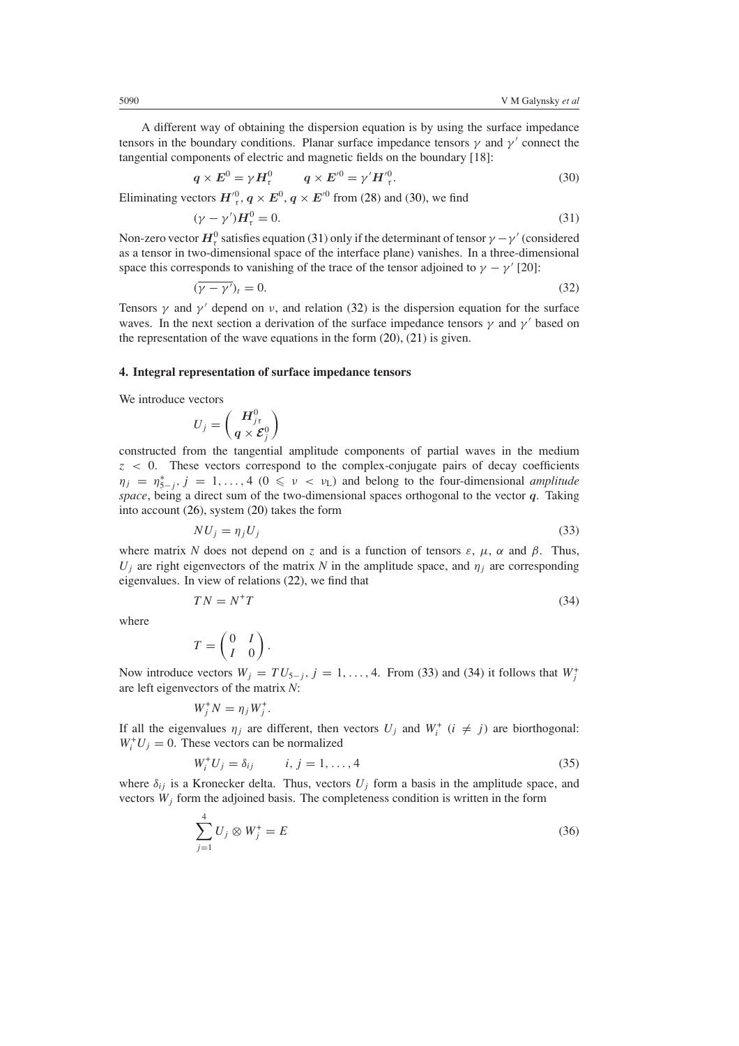A different way of obtaining the dispersion equation is by using the surface impedance tensors in the boundary conditions. Planar surface impedance tensors $\gamma$ and $\gamma'$ connect the tangential components of electric and magnetic fields on the boundary [18]:

$$\boldsymbol{q} \times \boldsymbol{E}^0 = \gamma \boldsymbol{H}_\tau^0 \qquad \boldsymbol{q} \times \boldsymbol{E}'^0 = \gamma' \boldsymbol{H}'^0_\tau. \tag{30}$$

Eliminating vectors $\boldsymbol{H}'^0_\tau$, $\boldsymbol{q} \times \boldsymbol{E}^0$, $\boldsymbol{q} \times \boldsymbol{E}'^0$ from (28) and (30), we find

$$(\gamma - \gamma')\boldsymbol{H}_\tau^0 = 0. \tag{31}$$

Non-zero vector $\boldsymbol{H}_\tau^0$ satisfies equation (31) only if the determinant of tensor $\gamma - \gamma'$ (considered as a tensor in two-dimensional space of the interface plane) vanishes. In a three-dimensional space this corresponds to vanishing of the trace of the tensor adjoined to $\gamma - \gamma'$ [20]:

$$(\overline{\gamma - \gamma'})_t = 0. \tag{32}$$

Tensors $\gamma$ and $\gamma'$ depend on $\nu$, and relation (32) is the dispersion equation for the surface waves. In the next section a derivation of the surface impedance tensors $\gamma$ and $\gamma'$ based on the representation of the wave equations in the form (20), (21) is given.

## 4. Integral representation of surface impedance tensors

We introduce vectors

$$U_j = \begin{pmatrix} \boldsymbol{H}_{j\tau}^0 \\ \boldsymbol{q} \times \boldsymbol{\mathcal{E}}_j^0 \end{pmatrix}$$

constructed from the tangential amplitude components of partial waves in the medium $z < 0$. These vectors correspond to the complex-conjugate pairs of decay coefficients $\eta_j = \eta_{5-j}^*$, $j = 1, \ldots, 4$ ($0 \leqslant \nu < \nu_{\mathrm{L}}$) and belong to the four-dimensional *amplitude space*, being a direct sum of the two-dimensional spaces orthogonal to the vector $\boldsymbol{q}$. Taking into account (26), system (20) takes the form

$$NU_j = \eta_j U_j \tag{33}$$

where matrix $N$ does not depend on $z$ and is a function of tensors $\varepsilon$, $\mu$, $\alpha$ and $\beta$. Thus, $U_j$ are right eigenvectors of the matrix $N$ in the amplitude space, and $\eta_j$ are corresponding eigenvalues. In view of relations (22), we find that

$$TN = N^+ T \tag{34}$$

where

$$T = \begin{pmatrix} 0 & I \\ I & 0 \end{pmatrix}.$$

Now introduce vectors $W_j = TU_{5-j}$, $j = 1, \ldots, 4$. From (33) and (34) it follows that $W_j^+$ are left eigenvectors of the matrix $N$:

$$W_j^+ N = \eta_j W_j^+.$$

If all the eigenvalues $\eta_j$ are different, then vectors $U_j$ and $W_i^+$ ($i \neq j$) are biorthogonal: $W_i^+ U_j = 0$. These vectors can be normalized

$$W_i^+ U_j = \delta_{ij} \qquad i, j = 1, \ldots, 4 \tag{35}$$

where $\delta_{ij}$ is a Kronecker delta. Thus, vectors $U_j$ form a basis in the amplitude space, and vectors $W_j$ form the adjoined basis. The completeness condition is written in the form

$$\sum_{j=1}^{4} U_j \otimes W_j^+ = E \tag{36}$$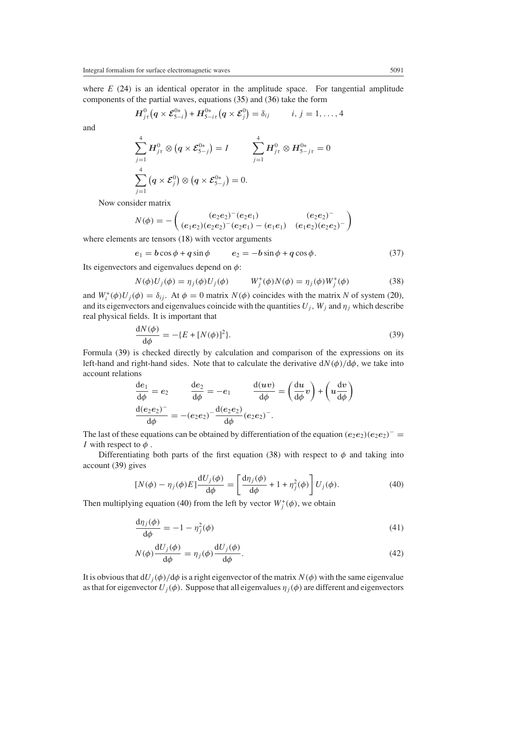where $E$ (24) is an identical operator in the amplitude space. For tangential amplitude components of the partial waves, equations (35) and (36) take the form

$$\boldsymbol{H}^0_{j\tau}\left(\boldsymbol{q}\times\boldsymbol{\mathcal{E}}^{0*}_{5-i}\right)+\boldsymbol{H}^{0*}_{5-i\tau}\left(\boldsymbol{q}\times\boldsymbol{\mathcal{E}}^0_j\right)=\delta_{ij}\qquad i,j=1,\ldots,4$$

and

$$\sum_{j=1}^{4}\boldsymbol{H}^0_{j\tau}\otimes\left(\boldsymbol{q}\times\boldsymbol{\mathcal{E}}^{0*}_{5-j}\right)=I\qquad\sum_{j=1}^{4}\boldsymbol{H}^0_{j\tau}\otimes\boldsymbol{H}^{0*}_{5-j\tau}=0$$

$$\sum_{j=1}^{4}\left(\boldsymbol{q}\times\boldsymbol{\mathcal{E}}^0_j\right)\otimes\left(\boldsymbol{q}\times\boldsymbol{\mathcal{E}}^{0*}_{5-j}\right)=0.$$

Now consider matrix

$$N(\phi)=-\begin{pmatrix}(\boldsymbol{e}_2\boldsymbol{e}_2)^-(\boldsymbol{e}_2\boldsymbol{e}_1) & (\boldsymbol{e}_2\boldsymbol{e}_2)^-\\ (\boldsymbol{e}_1\boldsymbol{e}_2)(\boldsymbol{e}_2\boldsymbol{e}_2)^-(\boldsymbol{e}_2\boldsymbol{e}_1)-(\boldsymbol{e}_1\boldsymbol{e}_1) & (\boldsymbol{e}_1\boldsymbol{e}_2)(\boldsymbol{e}_2\boldsymbol{e}_2)^-\end{pmatrix}$$

where elements are tensors (18) with vector arguments

$$\boldsymbol{e}_1=\boldsymbol{b}\cos\phi+\boldsymbol{q}\sin\phi\qquad\boldsymbol{e}_2=-\boldsymbol{b}\sin\phi+\boldsymbol{q}\cos\phi.\tag{37}$$

Its eigenvectors and eigenvalues depend on $\phi$:

$$N(\phi)U_j(\phi)=\eta_j(\phi)U_j(\phi)\qquad W_j^+(\phi)N(\phi)=\eta_j(\phi)W_j^+(\phi)\tag{38}$$

and $W_i^+(\phi)U_j(\phi)=\delta_{ij}$. At $\phi=0$ matrix $N(\phi)$ coincides with the matrix $N$ of system (20), and its eigenvectors and eigenvalues coincide with the quantities $U_j$, $W_j$ and $\eta_j$ which describe real physical fields. It is important that

$$\frac{\mathrm{d}N(\phi)}{\mathrm{d}\phi}=-\{E+[N(\phi)]^2\}.\tag{39}$$

Formula (39) is checked directly by calculation and comparison of the expressions on its left-hand and right-hand sides. Note that to calculate the derivative $\mathrm{d}N(\phi)/\mathrm{d}\phi$, we take into account relations

$$\frac{\mathrm{d}\boldsymbol{e}_1}{\mathrm{d}\phi}=\boldsymbol{e}_2\qquad\frac{\mathrm{d}\boldsymbol{e}_2}{\mathrm{d}\phi}=-\boldsymbol{e}_1\qquad\frac{\mathrm{d}(\boldsymbol{u}\boldsymbol{v})}{\mathrm{d}\phi}=\left(\frac{\mathrm{d}\boldsymbol{u}}{\mathrm{d}\phi}\boldsymbol{v}\right)+\left(\boldsymbol{u}\frac{\mathrm{d}\boldsymbol{v}}{\mathrm{d}\phi}\right)$$

$$\frac{\mathrm{d}(\boldsymbol{e}_2\boldsymbol{e}_2)^-}{\mathrm{d}\phi}=-(\boldsymbol{e}_2\boldsymbol{e}_2)^-\frac{\mathrm{d}(\boldsymbol{e}_2\boldsymbol{e}_2)}{\mathrm{d}\phi}(\boldsymbol{e}_2\boldsymbol{e}_2)^-.$$

The last of these equations can be obtained by differentiation of the equation $(\boldsymbol{e}_2\boldsymbol{e}_2)(\boldsymbol{e}_2\boldsymbol{e}_2)^-=I$ with respect to $\phi$.

Differentiating both parts of the first equation (38) with respect to $\phi$ and taking into account (39) gives

$$[N(\phi)-\eta_j(\phi)E]\frac{\mathrm{d}U_j(\phi)}{\mathrm{d}\phi}=\left[\frac{\mathrm{d}\eta_j(\phi)}{\mathrm{d}\phi}+1+\eta_j^2(\phi)\right]U_j(\phi).\tag{40}$$

Then multiplying equation (40) from the left by vector $W_j^+(\phi)$, we obtain

$$\frac{\mathrm{d}\eta_j(\phi)}{\mathrm{d}\phi}=-1-\eta_j^2(\phi)\tag{41}$$

$$N(\phi)\frac{\mathrm{d}U_j(\phi)}{\mathrm{d}\phi}=\eta_j(\phi)\frac{\mathrm{d}U_j(\phi)}{\mathrm{d}\phi}.\tag{42}$$

It is obvious that $\mathrm{d}U_j(\phi)/\mathrm{d}\phi$ is a right eigenvector of the matrix $N(\phi)$ with the same eigenvalue as that for eigenvector $U_j(\phi)$. Suppose that all eigenvalues $\eta_j(\phi)$ are different and eigenvectors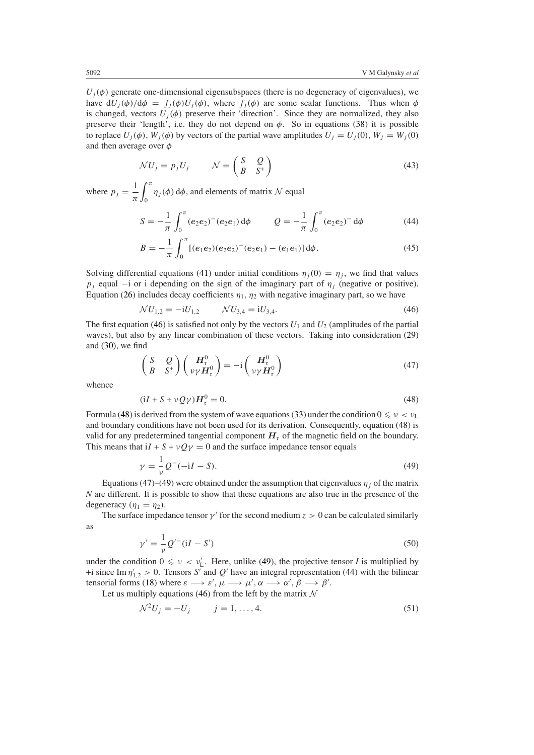$U_j(\phi)$ generate one-dimensional eigensubspaces (there is no degeneracy of eigenvalues), we have $\mathrm{d}U_j(\phi)/\mathrm{d}\phi = f_j(\phi)U_j(\phi)$, where $f_j(\phi)$ are some scalar functions. Thus when $\phi$ is changed, vectors $U_j(\phi)$ preserve their 'direction'. Since they are normalized, they also preserve their 'length', i.e. they do not depend on $\phi$. So in equations (38) it is possible to replace $U_j(\phi)$, $W_j(\phi)$ by vectors of the partial wave amplitudes $U_j = U_j(0)$, $W_j = W_j(0)$ and then average over $\phi$

$$\mathcal{N}U_j = p_j U_j \qquad \mathcal{N} = \begin{pmatrix} S & Q \\ B & S^{+} \end{pmatrix} \tag{43}$$

where $p_j = \dfrac{1}{\pi}\displaystyle\int_0^{\pi} \eta_j(\phi)\,\mathrm{d}\phi$, and elements of matrix $\mathcal{N}$ equal

$$S = -\frac{1}{\pi}\int_0^{\pi} (\boldsymbol{e}_2\boldsymbol{e}_2)^{-}(\boldsymbol{e}_2\boldsymbol{e}_1)\,\mathrm{d}\phi \qquad Q = -\frac{1}{\pi}\int_0^{\pi} (\boldsymbol{e}_2\boldsymbol{e}_2)^{-}\,\mathrm{d}\phi \tag{44}$$

$$B = -\frac{1}{\pi}\int_0^{\pi} [(\boldsymbol{e}_1\boldsymbol{e}_2)(\boldsymbol{e}_2\boldsymbol{e}_2)^{-}(\boldsymbol{e}_2\boldsymbol{e}_1) - (\boldsymbol{e}_1\boldsymbol{e}_1)]\,\mathrm{d}\phi. \tag{45}$$

Solving differential equations (41) under initial conditions $\eta_j(0) = \eta_j$, we find that values $p_j$ equal $-\mathrm{i}$ or $\mathrm{i}$ depending on the sign of the imaginary part of $\eta_j$ (negative or positive). Equation (26) includes decay coefficients $\eta_1, \eta_2$ with negative imaginary part, so we have

$$\mathcal{N}U_{1,2} = -\mathrm{i}U_{1,2} \qquad \mathcal{N}U_{3,4} = \mathrm{i}U_{3,4}. \tag{46}$$

The first equation (46) is satisfied not only by the vectors $U_1$ and $U_2$ (amplitudes of the partial waves), but also by any linear combination of these vectors. Taking into consideration (29) and (30), we find

$$\begin{pmatrix} S & Q \\ B & S^{+} \end{pmatrix}\begin{pmatrix} \boldsymbol{H}_\tau^0 \\ \nu\gamma\boldsymbol{H}_\tau^0 \end{pmatrix} = -\mathrm{i}\begin{pmatrix} \boldsymbol{H}_\tau^0 \\ \nu\gamma\boldsymbol{H}_\tau^0 \end{pmatrix} \tag{47}$$

whence

$$(\mathrm{i}I + S + \nu Q\gamma)\boldsymbol{H}_\tau^0 = 0. \tag{48}$$

Formula (48) is derived from the system of wave equations (33) under the condition $0 \leqslant \nu < \nu_{\mathrm{L}}$ and boundary conditions have not been used for its derivation. Consequently, equation (48) is valid for any predetermined tangential component $\boldsymbol{H}_\tau$ of the magnetic field on the boundary. This means that $\mathrm{i}I + S + \nu Q\gamma = 0$ and the surface impedance tensor equals

$$\gamma = \frac{1}{\nu}Q^{-}(-\mathrm{i}I - S). \tag{49}$$

Equations (47)–(49) were obtained under the assumption that eigenvalues $\eta_j$ of the matrix $N$ are different. It is possible to show that these equations are also true in the presence of the degeneracy ($\eta_1 = \eta_2$).

The surface impedance tensor $\gamma'$ for the second medium $z > 0$ can be calculated similarly as

$$\gamma' = \frac{1}{\nu}Q'^{-}(\mathrm{i}I - S') \tag{50}$$

under the condition $0 \leqslant \nu < \nu_{\mathrm{L}}'$. Here, unlike (49), the projective tensor $I$ is multiplied by $+\mathrm{i}$ since $\mathrm{Im}\,\eta_{1,2}' > 0$. Tensors $S'$ and $Q'$ have an integral representation (44) with the bilinear tensorial forms (18) where $\varepsilon \longrightarrow \varepsilon'$, $\mu \longrightarrow \mu'$, $\alpha \longrightarrow \alpha'$, $\beta \longrightarrow \beta'$.

Let us multiply equations (46) from the left by the matrix $\mathcal{N}$

$$\mathcal{N}^2 U_j = -U_j \qquad j = 1, \ldots, 4. \tag{51}$$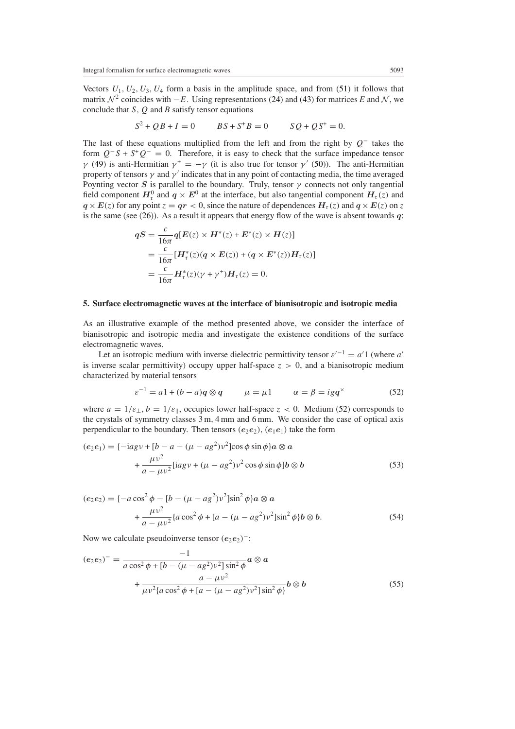Vectors $U_1, U_2, U_3, U_4$ form a basis in the amplitude space, and from (51) it follows that matrix $\mathcal{N}^2$ coincides with $-E$. Using representations (24) and (43) for matrices $E$ and $\mathcal{N}$, we conclude that $S$, $Q$ and $B$ satisfy tensor equations

$$S^2 + QB + I = 0 \qquad BS + S^+B = 0 \qquad SQ + QS^+ = 0.$$

The last of these equations multiplied from the left and from the right by $Q^-$ takes the form $Q^-S + S^+Q^- = 0$. Therefore, it is easy to check that the surface impedance tensor $\gamma$ (49) is anti-Hermitian $\gamma^+ = -\gamma$ (it is also true for tensor $\gamma'$ (50)). The anti-Hermitian property of tensors $\gamma$ and $\gamma'$ indicates that in any point of contacting media, the time averaged Poynting vector $\boldsymbol{S}$ is parallel to the boundary. Truly, tensor $\gamma$ connects not only tangential field component $\boldsymbol{H}_\tau^0$ and $\boldsymbol{q} \times \boldsymbol{E}^0$ at the interface, but also tangential component $\boldsymbol{H}_\tau(z)$ and $\boldsymbol{q} \times \boldsymbol{E}(z)$ for any point $z = \boldsymbol{qr} < 0$, since the nature of dependences $\boldsymbol{H}_\tau(z)$ and $\boldsymbol{q} \times \boldsymbol{E}(z)$ on $z$ is the same (see (26)). As a result it appears that energy flow of the wave is absent towards $\boldsymbol{q}$:

$$\begin{aligned}
\boldsymbol{qS} &= \frac{c}{16\pi}\boldsymbol{q}[\boldsymbol{E}(z) \times \boldsymbol{H}^*(z) + \boldsymbol{E}^*(z) \times \boldsymbol{H}(z)] \\
&= \frac{c}{16\pi}[\boldsymbol{H}_\tau^*(z)(\boldsymbol{q} \times \boldsymbol{E}(z)) + (\boldsymbol{q} \times \boldsymbol{E}^*(z))\boldsymbol{H}_\tau(z)] \\
&= \frac{c}{16\pi}\boldsymbol{H}_\tau^*(z)(\gamma + \gamma^+)\boldsymbol{H}_\tau(z) = 0.
\end{aligned}$$

## 5. Surface electromagnetic waves at the interface of bianisotropic and isotropic media

As an illustrative example of the method presented above, we consider the interface of bianisotropic and isotropic media and investigate the existence conditions of the surface electromagnetic waves.

Let an isotropic medium with inverse dielectric permittivity tensor $\varepsilon'^{-1} = a'1$ (where $a'$ is inverse scalar permittivity) occupy upper half-space $z > 0$, and a bianisotropic medium characterized by material tensors

$$\varepsilon^{-1} = a1 + (b-a)\boldsymbol{q} \otimes \boldsymbol{q} \qquad \mu = \mu 1 \qquad \alpha = \beta = ig\boldsymbol{q}^\times \tag{52}$$

where $a = 1/\varepsilon_\perp$, $b = 1/\varepsilon_\|$, occupies lower half-space $z < 0$. Medium (52) corresponds to the crystals of symmetry classes 3 m, 4 mm and 6 mm. We consider the case of optical axis perpendicular to the boundary. Then tensors $(\boldsymbol{e}_2\boldsymbol{e}_2)$, $(\boldsymbol{e}_1\boldsymbol{e}_1)$ take the form

$$\begin{aligned}
(\boldsymbol{e}_2\boldsymbol{e}_1) &= \{-\mathrm{i}ag\nu + [b - a - (\mu - ag^2)\nu^2]\cos\phi\sin\phi\}\boldsymbol{a} \otimes \boldsymbol{a} \\
&\quad + \frac{\mu\nu^2}{a - \mu\nu^2}[\mathrm{i}ag\nu + (\mu - ag^2)\nu^2\cos\phi\sin\phi]\boldsymbol{b} \otimes \boldsymbol{b}
\end{aligned} \tag{53}$$

$$\begin{aligned}
(\boldsymbol{e}_2\boldsymbol{e}_2) &= \{-a\cos^2\phi - [b - (\mu - ag^2)\nu^2]\sin^2\phi\}\boldsymbol{a} \otimes \boldsymbol{a} \\
&\quad + \frac{\mu\nu^2}{a - \mu\nu^2}\{a\cos^2\phi + [a - (\mu - ag^2)\nu^2]\sin^2\phi\}\boldsymbol{b} \otimes \boldsymbol{b}.
\end{aligned} \tag{54}$$

Now we calculate pseudoinverse tensor $(\boldsymbol{e}_2\boldsymbol{e}_2)^-$:

$$\begin{aligned}
(\boldsymbol{e}_2\boldsymbol{e}_2)^- &= \frac{-1}{a\cos^2\phi + [b - (\mu - ag^2)\nu^2]\sin^2\phi}\boldsymbol{a} \otimes \boldsymbol{a} \\
&\quad + \frac{a - \mu\nu^2}{\mu\nu^2\{a\cos^2\phi + [a - (\mu - ag^2)\nu^2]\sin^2\phi\}}\boldsymbol{b} \otimes \boldsymbol{b}
\end{aligned} \tag{55}$$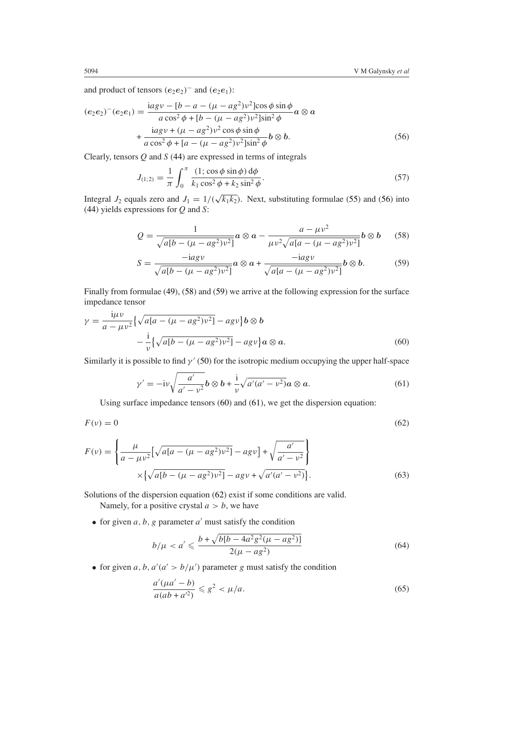and product of tensors $(\boldsymbol{e}_2\boldsymbol{e}_2)^-$ and $(\boldsymbol{e}_2\boldsymbol{e}_1)$:

$$
(\boldsymbol{e}_2\boldsymbol{e}_2)^-(\boldsymbol{e}_2\boldsymbol{e}_1) = \frac{\mathrm{i}ag\nu - [b - a - (\mu - ag^2)\nu^2]\cos\phi\sin\phi}{a\cos^2\phi + [b - (\mu - ag^2)\nu^2]\sin^2\phi}\boldsymbol{a}\otimes\boldsymbol{a}
+ \frac{\mathrm{i}ag\nu + (\mu - ag^2)\nu^2\cos\phi\sin\phi}{a\cos^2\phi + [a - (\mu - ag^2)\nu^2]\sin^2\phi}\boldsymbol{b}\otimes\boldsymbol{b}. \tag{56}
$$

Clearly, tensors $Q$ and $S$ (44) are expressed in terms of integrals

$$
J_{(1;2)} = \frac{1}{\pi}\int_0^\pi \frac{(1;\cos\phi\sin\phi)\,\mathrm{d}\phi}{k_1\cos^2\phi + k_2\sin^2\phi}. \tag{57}
$$

Integral $J_2$ equals zero and $J_1 = 1/(\sqrt{k_1k_2})$. Next, substituting formulae (55) and (56) into (44) yields expressions for $Q$ and $S$:

$$
Q = \frac{1}{\sqrt{a[b - (\mu - ag^2)\nu^2]}}\boldsymbol{a}\otimes\boldsymbol{a} - \frac{a - \mu\nu^2}{\mu\nu^2\sqrt{a[a - (\mu - ag^2)\nu^2]}}\boldsymbol{b}\otimes\boldsymbol{b} \tag{58}
$$

$$
S = \frac{-\mathrm{i}ag\nu}{\sqrt{a[b - (\mu - ag^2)\nu^2]}}\boldsymbol{a}\otimes\boldsymbol{a} + \frac{-\mathrm{i}ag\nu}{\sqrt{a[a - (\mu - ag^2)\nu^2]}}\boldsymbol{b}\otimes\boldsymbol{b}. \tag{59}
$$

Finally from formulae (49), (58) and (59) we arrive at the following expression for the surface impedance tensor

$$
\gamma = \frac{\mathrm{i}\mu\nu}{a - \mu\nu^2}\left\{\sqrt{a[a - (\mu - ag^2)\nu^2]} - ag\nu\right\}\boldsymbol{b}\otimes\boldsymbol{b}
- \frac{\mathrm{i}}{\nu}\left\{\sqrt{a[b - (\mu - ag^2)\nu^2]} - ag\nu\right\}\boldsymbol{a}\otimes\boldsymbol{a}. \tag{60}
$$

Similarly it is possible to find $\gamma'$ (50) for the isotropic medium occupying the upper half-space

$$
\gamma' = -\mathrm{i}\nu\sqrt{\frac{a'}{a' - \nu^2}}\boldsymbol{b}\otimes\boldsymbol{b} + \frac{\mathrm{i}}{\nu}\sqrt{a'(a' - \nu^2)}\boldsymbol{a}\otimes\boldsymbol{a}. \tag{61}
$$

Using surface impedance tensors (60) and (61), we get the dispersion equation:

$$
F(\nu) = 0 \tag{62}
$$

$$
F(\nu) = \left\{\frac{\mu}{a - \mu\nu^2}\left[\sqrt{a[a - (\mu - ag^2)\nu^2]} - ag\nu\right] + \sqrt{\frac{a'}{a' - \nu^2}}\right\}
\times\left\{\sqrt{a[b - (\mu - ag^2)\nu^2]} - ag\nu + \sqrt{a'(a' - \nu^2)}\right\}. \tag{63}
$$

Solutions of the dispersion equation (62) exist if some conditions are valid.

Namely, for a positive crystal $a > b$, we have

- for given $a, b, g$ parameter $a'$ must satisfy the condition

$$
b/\mu < a' \leqslant \frac{b + \sqrt{b[b - 4a^2g^2(\mu - ag^2)]}}{2(\mu - ag^2)} \tag{64}
$$

- for given $a, b, a'(a' > b/\mu')$ parameter $g$ must satisfy the condition

$$
\frac{a'(\mu a' - b)}{a(ab + a'^2)} \leqslant g^2 < \mu/a. \tag{65}
$$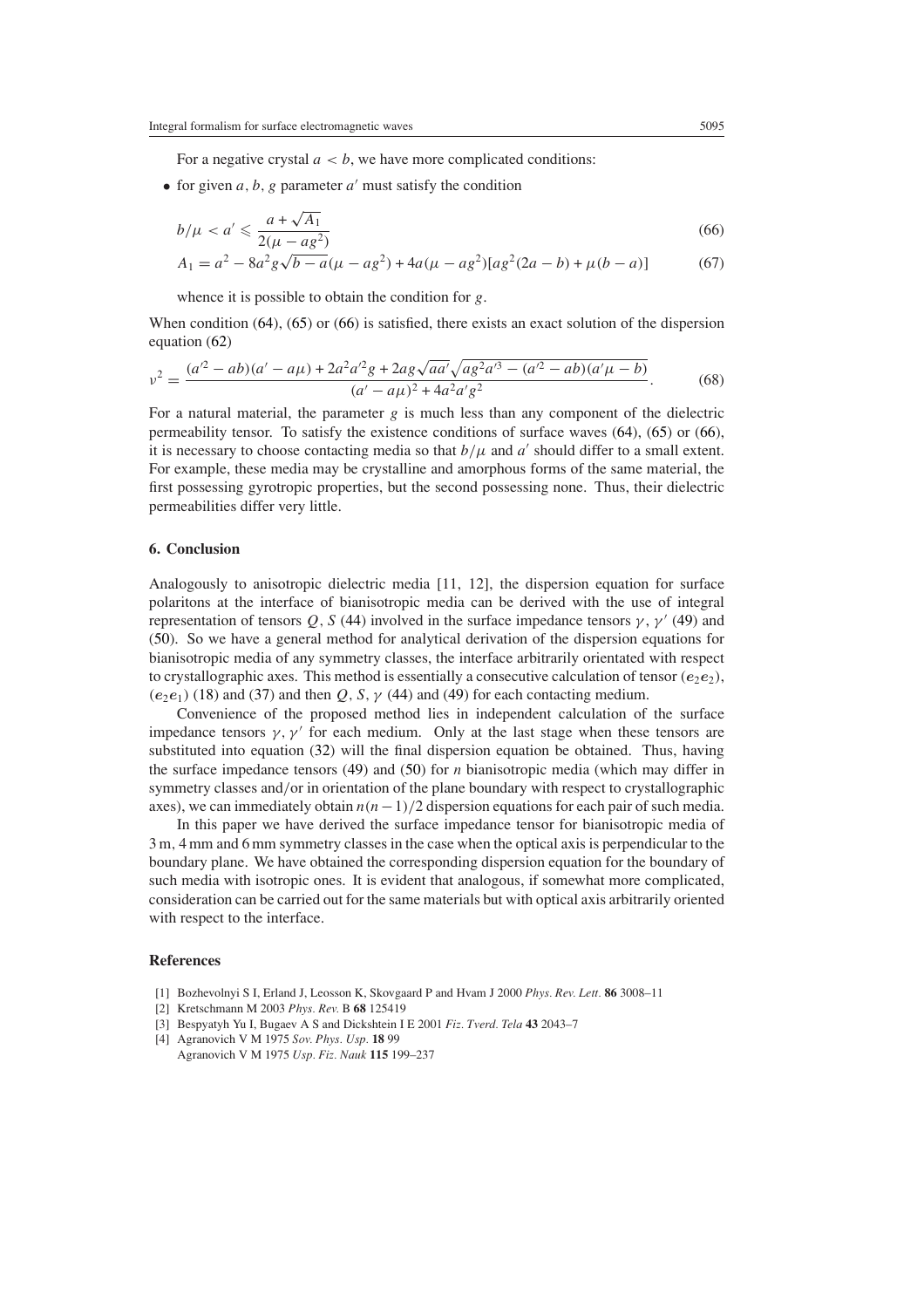For a negative crystal $a < b$, we have more complicated conditions:

- for given $a$, $b$, $g$ parameter $a'$ must satisfy the condition

$$b/\mu < a' \leqslant \frac{a + \sqrt{A_1}}{2(\mu - ag^2)} \tag{66}$$

$$A_1 = a^2 - 8a^2 g\sqrt{b-a}(\mu - ag^2) + 4a(\mu - ag^2)[ag^2(2a - b) + \mu(b - a)] \tag{67}$$

whence it is possible to obtain the condition for $g$.

When condition (64), (65) or (66) is satisfied, there exists an exact solution of the dispersion equation (62)

$$v^2 = \frac{(a'^2 - ab)(a' - a\mu) + 2a^2 a'^2 g + 2ag\sqrt{aa'}\sqrt{ag^2 a'^3 - (a'^2 - ab)(a'\mu - b)}}{(a' - a\mu)^2 + 4a^2 a' g^2}. \tag{68}$$

For a natural material, the parameter $g$ is much less than any component of the dielectric permeability tensor. To satisfy the existence conditions of surface waves (64), (65) or (66), it is necessary to choose contacting media so that $b/\mu$ and $a'$ should differ to a small extent. For example, these media may be crystalline and amorphous forms of the same material, the first possessing gyrotropic properties, but the second possessing none. Thus, their dielectric permeabilities differ very little.

## 6. Conclusion

Analogously to anisotropic dielectric media [11, 12], the dispersion equation for surface polaritons at the interface of bianisotropic media can be derived with the use of integral representation of tensors $Q$, $S$ (44) involved in the surface impedance tensors $\gamma$, $\gamma'$ (49) and (50). So we have a general method for analytical derivation of the dispersion equations for bianisotropic media of any symmetry classes, the interface arbitrarily orientated with respect to crystallographic axes. This method is essentially a consecutive calculation of tensor $(e_2 e_2)$, $(e_2 e_1)$ (18) and (37) and then $Q$, $S$, $\gamma$ (44) and (49) for each contacting medium.

Convenience of the proposed method lies in independent calculation of the surface impedance tensors $\gamma$, $\gamma'$ for each medium. Only at the last stage when these tensors are substituted into equation (32) will the final dispersion equation be obtained. Thus, having the surface impedance tensors (49) and (50) for $n$ bianisotropic media (which may differ in symmetry classes and/or in orientation of the plane boundary with respect to crystallographic axes), we can immediately obtain $n(n-1)/2$ dispersion equations for each pair of such media.

In this paper we have derived the surface impedance tensor for bianisotropic media of 3 m, 4 mm and 6 mm symmetry classes in the case when the optical axis is perpendicular to the boundary plane. We have obtained the corresponding dispersion equation for the boundary of such media with isotropic ones. It is evident that analogous, if somewhat more complicated, consideration can be carried out for the same materials but with optical axis arbitrarily oriented with respect to the interface.

## References

[1] Bozhevolnyi S I, Erland J, Leosson K, Skovgaard P and Hvam J 2000 *Phys. Rev. Lett.* **86** 3008–11

[2] Kretschmann M 2003 *Phys. Rev.* B **68** 125419

[3] Bespyatyh Yu I, Bugaev A S and Dickshtein I E 2001 *Fiz. Tverd. Tela* **43** 2043–7

[4] Agranovich V M 1975 *Sov. Phys. Usp.* **18** 99
Agranovich V M 1975 *Usp. Fiz. Nauk* **115** 199–237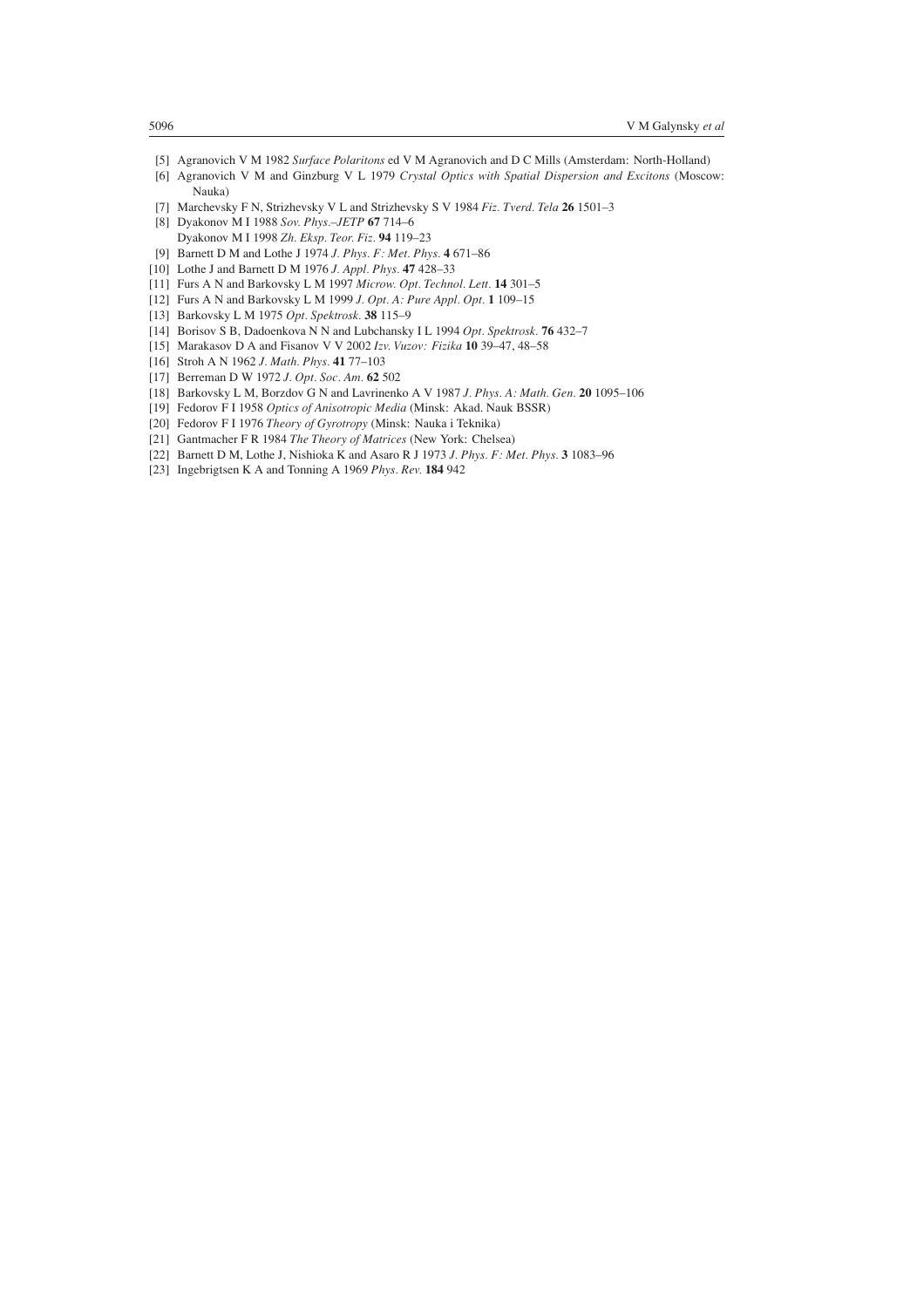[5] Agranovich V M 1982 *Surface Polaritons* ed V M Agranovich and D C Mills (Amsterdam: North-Holland)

[6] Agranovich V M and Ginzburg V L 1979 *Crystal Optics with Spatial Dispersion and Excitons* (Moscow: Nauka)

[7] Marchevsky F N, Strizhevsky V L and Strizhevsky S V 1984 *Fiz. Tverd. Tela* **26** 1501–3

[8] Dyakonov M I 1988 *Sov. Phys.–JETP* **67** 714–6
Dyakonov M I 1998 *Zh. Eksp. Teor. Fiz.* **94** 119–23

[9] Barnett D M and Lothe J 1974 *J. Phys. F: Met. Phys.* **4** 671–86

[10] Lothe J and Barnett D M 1976 *J. Appl. Phys.* **47** 428–33

[11] Furs A N and Barkovsky L M 1997 *Microw. Opt. Technol. Lett.* **14** 301–5

[12] Furs A N and Barkovsky L M 1999 *J. Opt. A: Pure Appl. Opt.* **1** 109–15

[13] Barkovsky L M 1975 *Opt. Spektrosk.* **38** 115–9

[14] Borisov S B, Dadoenkova N N and Lubchansky I L 1994 *Opt. Spektrosk.* **76** 432–7

[15] Marakasov D A and Fisanov V V 2002 *Izv. Vuzov: Fizika* **10** 39–47, 48–58

[16] Stroh A N 1962 *J. Math. Phys.* **41** 77–103

[17] Berreman D W 1972 *J. Opt. Soc. Am.* **62** 502

[18] Barkovsky L M, Borzdov G N and Lavrinenko A V 1987 *J. Phys. A: Math. Gen.* **20** 1095–106

[19] Fedorov F I 1958 *Optics of Anisotropic Media* (Minsk: Akad. Nauk BSSR)

[20] Fedorov F I 1976 *Theory of Gyrotropy* (Minsk: Nauka i Teknika)

[21] Gantmacher F R 1984 *The Theory of Matrices* (New York: Chelsea)

[22] Barnett D M, Lothe J, Nishioka K and Asaro R J 1973 *J. Phys. F: Met. Phys.* **3** 1083–96

[23] Ingebrigtsen K A and Tonning A 1969 *Phys. Rev.* **184** 942